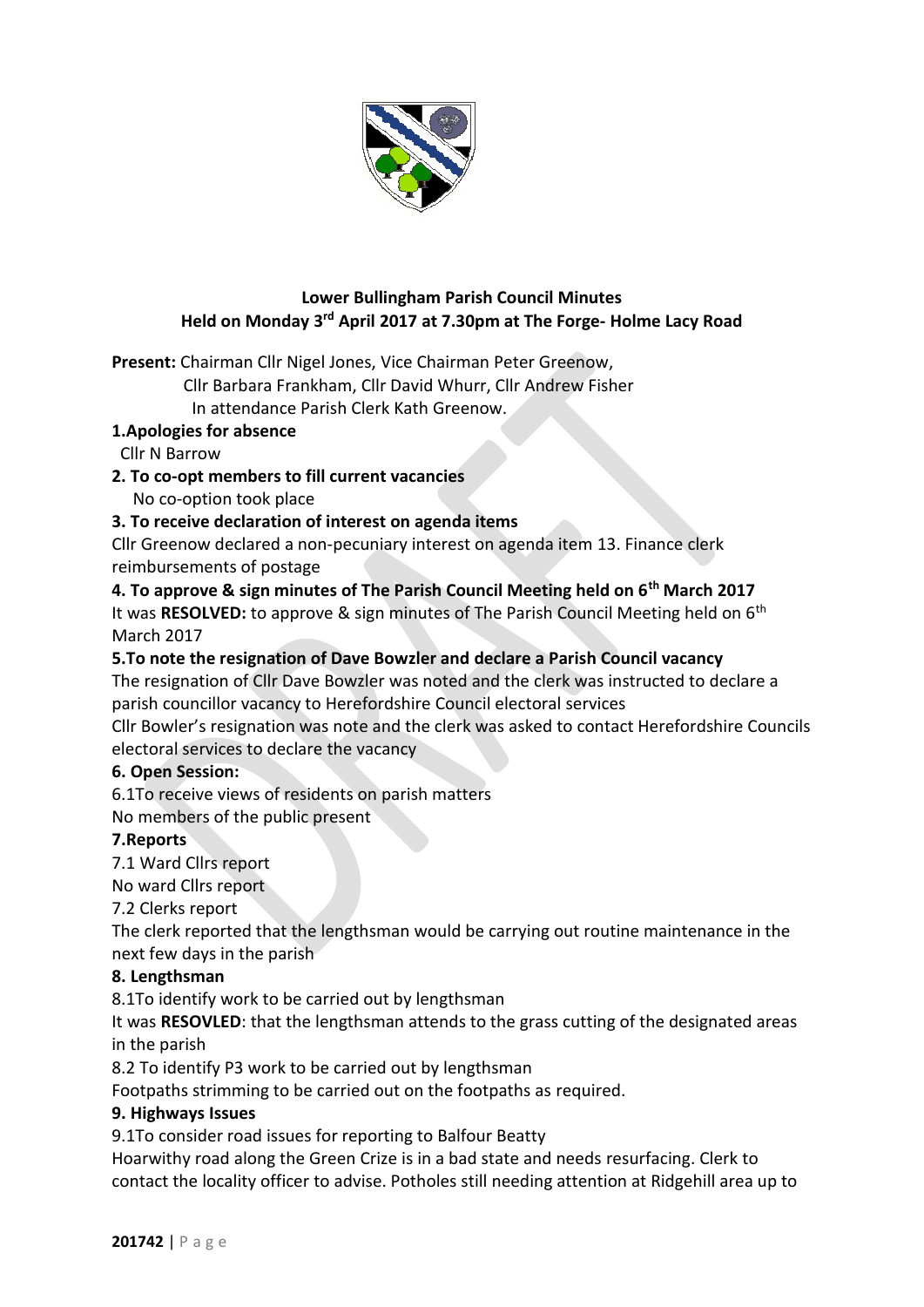**Lower Bullingham Parish Council Minutes**
**Held on Monday 3rd April 2017 at 7.30pm at The Forge- Holme Lacy Road**

**Present:** Chairman Cllr Nigel Jones, Vice Chairman Peter Greenow,
Cllr Barbara Frankham, Cllr David Whurr, Cllr Andrew Fisher
In attendance Parish Clerk Kath Greenow.

**1.Apologies for absence**

Cllr N Barrow

**2. To co-opt members to fill current vacancies**

No co-option took place

**3. To receive declaration of interest on agenda items**

Cllr Greenow declared a non-pecuniary interest on agenda item 13. Finance clerk reimbursements of postage

**4. To approve & sign minutes of The Parish Council Meeting held on 6th March 2017**

It was **RESOLVED:** to approve & sign minutes of The Parish Council Meeting held on 6th March 2017

**5.To note the resignation of Dave Bowzler and declare a Parish Council vacancy**

The resignation of Cllr Dave Bowzler was noted and the clerk was instructed to declare a parish councillor vacancy to Herefordshire Council electoral services

Cllr Bowler's resignation was note and the clerk was asked to contact Herefordshire Councils electoral services to declare the vacancy

**6. Open Session:**

6.1To receive views of residents on parish matters

No members of the public present

**7.Reports**

7.1 Ward Cllrs report

No ward Cllrs report

7.2 Clerks report

The clerk reported that the lengthsman would be carrying out routine maintenance in the next few days in the parish

**8. Lengthsman**

8.1To identify work to be carried out by lengthsman

It was **RESOVLED**: that the lengthsman attends to the grass cutting of the designated areas in the parish

8.2 To identify P3 work to be carried out by lengthsman

Footpaths strimming to be carried out on the footpaths as required.

**9. Highways Issues**

9.1To consider road issues for reporting to Balfour Beatty

Hoarwithy road along the Green Crize is in a bad state and needs resurfacing. Clerk to contact the locality officer to advise. Potholes still needing attention at Ridgehill area up to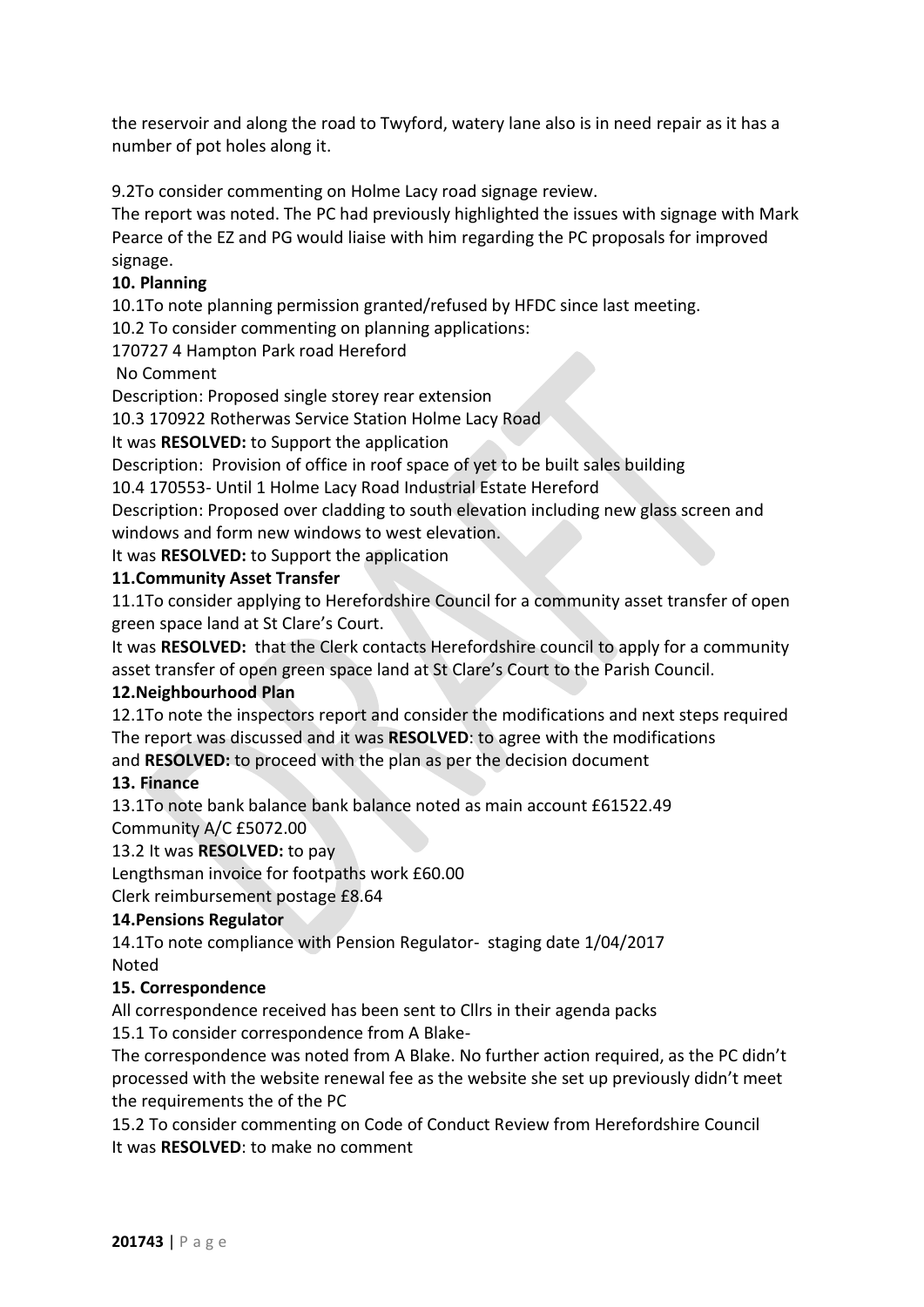the reservoir and along the road to Twyford, watery lane also is in need repair as it has a number of pot holes along it.

9.2To consider commenting on Holme Lacy road signage review.
The report was noted. The PC had previously highlighted the issues with signage with Mark Pearce of the EZ and PG would liaise with him regarding the PC proposals for improved signage.

**10. Planning**

10.1To note planning permission granted/refused by HFDC since last meeting.
10.2 To consider commenting on planning applications:
170727 4 Hampton Park road Hereford
No Comment
Description: Proposed single storey rear extension
10.3 170922 Rotherwas Service Station Holme Lacy Road
It was **RESOLVED:** to Support the application
Description: Provision of office in roof space of yet to be built sales building
10.4 170553- Until 1 Holme Lacy Road Industrial Estate Hereford
Description: Proposed over cladding to south elevation including new glass screen and windows and form new windows to west elevation.
It was **RESOLVED:** to Support the application

**11.Community Asset Transfer**

11.1To consider applying to Herefordshire Council for a community asset transfer of open green space land at St Clare's Court.
It was **RESOLVED:** that the Clerk contacts Herefordshire council to apply for a community asset transfer of open green space land at St Clare's Court to the Parish Council.

**12.Neighbourhood Plan**

12.1To note the inspectors report and consider the modifications and next steps required
The report was discussed and it was **RESOLVED**: to agree with the modifications
and **RESOLVED:** to proceed with the plan as per the decision document

**13. Finance**

13.1To note bank balance bank balance noted as main account £61522.49
Community A/C £5072.00
13.2 It was **RESOLVED:** to pay
Lengthsman invoice for footpaths work £60.00
Clerk reimbursement postage £8.64

**14.Pensions Regulator**

14.1To note compliance with Pension Regulator- staging date 1/04/2017
Noted

**15. Correspondence**

All correspondence received has been sent to Cllrs in their agenda packs
15.1 To consider correspondence from A Blake-
The correspondence was noted from A Blake. No further action required, as the PC didn't processed with the website renewal fee as the website she set up previously didn't meet the requirements the of the PC
15.2 To consider commenting on Code of Conduct Review from Herefordshire Council
It was **RESOLVED**: to make no comment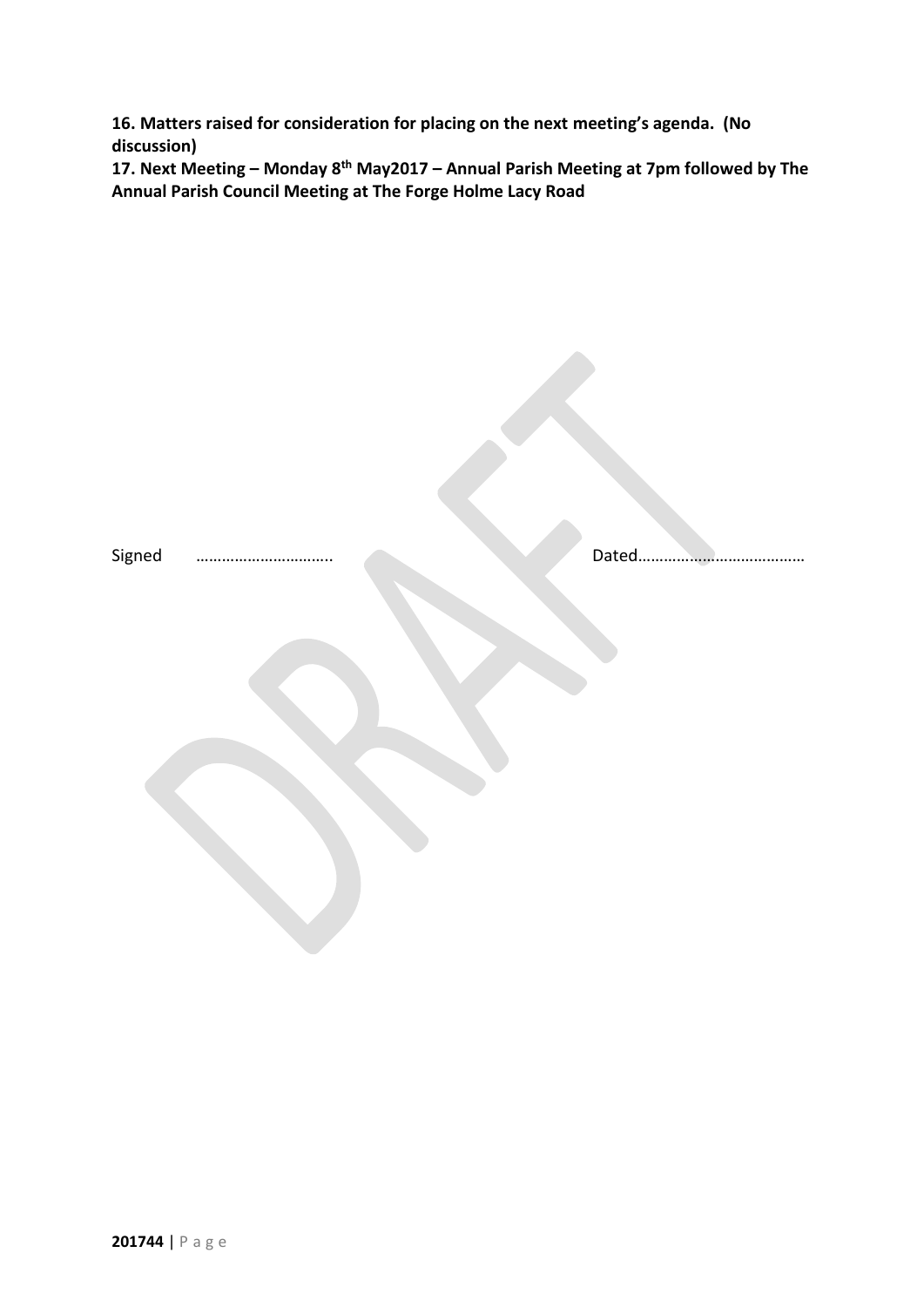**16. Matters raised for consideration for placing on the next meeting's agenda. (No discussion)**

**17. Next Meeting – Monday 8th May2017 – Annual Parish Meeting at 7pm followed by The Annual Parish Council Meeting at The Forge Holme Lacy Road**

Signed ………………………….. Dated…………………………………

DRAFT